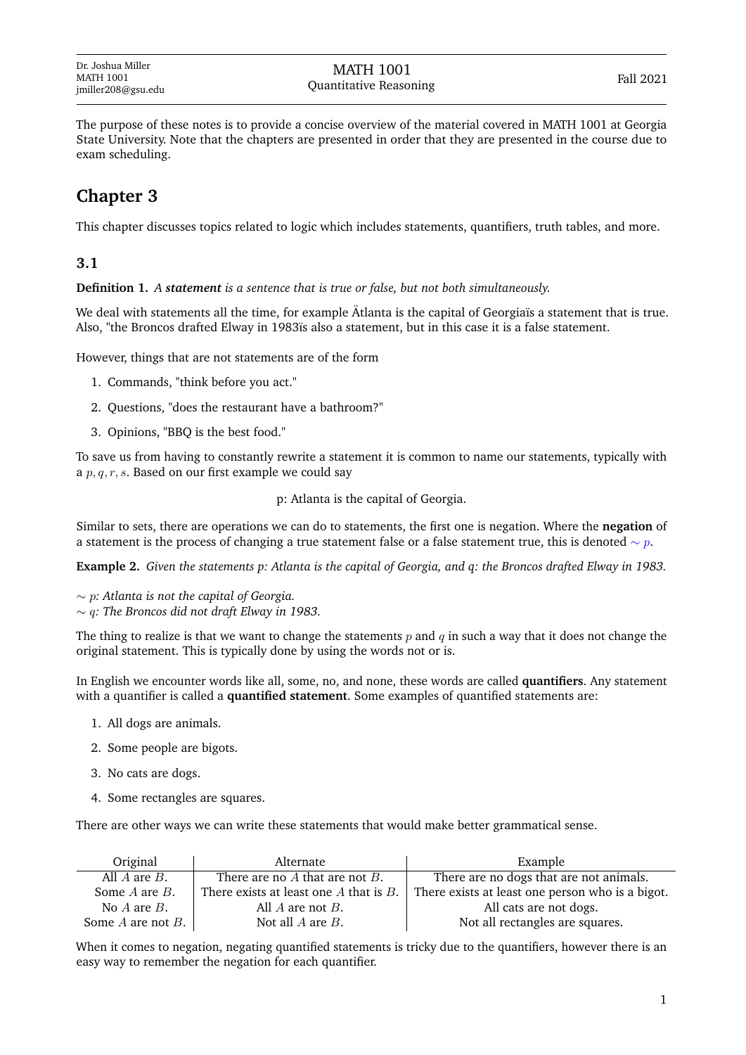The purpose of these notes is to provide a concise overview of the material covered in MATH 1001 at Georgia State University. Note that the chapters are presented in order that they are presented in the course due to exam scheduling.

# Chapter 3

This chapter discusses topics related to logic which includes statements, quantifiers, truth tables, and more.

## 3.1

**Definition 1.** *A* ***statement*** *is a sentence that is true or false, but not both simultaneously.*

We deal with statements all the time, for example Ätlanta is the capital of Georgiaïs a statement that is true. Also, "the Broncos drafted Elway in 1983ïs also a statement, but in this case it is a false statement.

However, things that are not statements are of the form

1. Commands, "think before you act."
2. Questions, "does the restaurant have a bathroom?"
3. Opinions, "BBQ is the best food."

To save us from having to constantly rewrite a statement it is common to name our statements, typically with a $p, q, r, s$. Based on our first example we could say

p: Atlanta is the capital of Georgia.

Similar to sets, there are operations we can do to statements, the first one is negation. Where the **negation** of a statement is the process of changing a true statement false or a false statement true, this is denoted $\sim p$.

**Example 2.** *Given the statements p: Atlanta is the capital of Georgia, and q: the Broncos drafted Elway in 1983.*

$\sim p$*: Atlanta is not the capital of Georgia.*
$\sim q$*: The Broncos did not draft Elway in 1983.*

The thing to realize is that we want to change the statements $p$ and $q$ in such a way that it does not change the original statement. This is typically done by using the words not or is.

In English we encounter words like all, some, no, and none, these words are called **quantifiers**. Any statement with a quantifier is called a **quantified statement**. Some examples of quantified statements are:

1. All dogs are animals.
2. Some people are bigots.
3. No cats are dogs.
4. Some rectangles are squares.

There are other ways we can write these statements that would make better grammatical sense.

| Original | Alternate | Example |
|---|---|---|
| All $A$ are $B$. | There are no $A$ that are not $B$. | There are no dogs that are not animals. |
| Some $A$ are $B$. | There exists at least one $A$ that is $B$. | There exists at least one person who is a bigot. |
| No $A$ are $B$. | All $A$ are not $B$. | All cats are not dogs. |
| Some $A$ are not $B$. | Not all $A$ are $B$. | Not all rectangles are squares. |

When it comes to negation, negating quantified statements is tricky due to the quantifiers, however there is an easy way to remember the negation for each quantifier.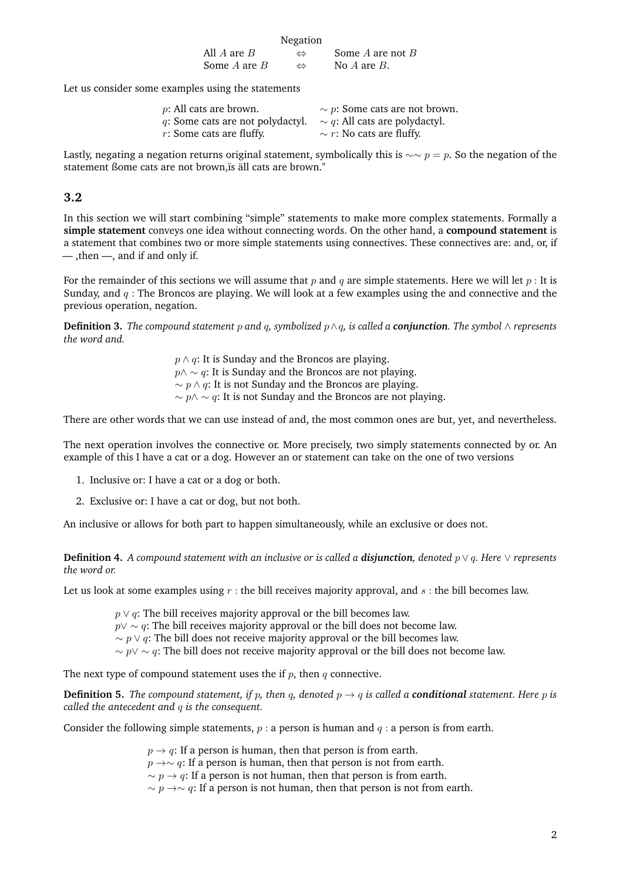| | Negation | |
|---|---|---|
| All $A$ are $B$ | $\Leftrightarrow$ | Some $A$ are not $B$ |
| Some $A$ are $B$ | $\Leftrightarrow$ | No $A$ are $B$. |

Let us consider some examples using the statements

| | |
|---|---|
| $p$: All cats are brown. | $\sim p$: Some cats are not brown. |
| $q$: Some cats are not polydactyl. | $\sim q$: All cats are polydactyl. |
| $r$: Some cats are fluffy. | $\sim r$: No cats are fluffy. |

Lastly, negating a negation returns original statement, symbolically this is $\sim\sim p = p$. So the negation of the statement ßome cats are not brown,ïs äll cats are brown."

### 3.2

In this section we will start combining "simple" statements to make more complex statements. Formally a **simple statement** conveys one idea without connecting words. On the other hand, a **compound statement** is a statement that combines two or more simple statements using connectives. These connectives are: and, or, if — ,then —, and if and only if.

For the remainder of this sections we will assume that $p$ and $q$ are simple statements. Here we will let $p$ : It is Sunday, and $q$ : The Broncos are playing. We will look at a few examples using the and connective and the previous operation, negation.

**Definition 3.** *The compound statement $p$ and $q$, symbolized $p \wedge q$, is called a* ***conjunction****. The symbol $\wedge$ represents the word and.*

$p \wedge q$: It is Sunday and the Broncos are playing.
$p \wedge \sim q$: It is Sunday and the Broncos are not playing.
$\sim p \wedge q$: It is not Sunday and the Broncos are playing.
$\sim p \wedge \sim q$: It is not Sunday and the Broncos are not playing.

There are other words that we can use instead of and, the most common ones are but, yet, and nevertheless.

The next operation involves the connective or. More precisely, two simply statements connected by or. An example of this I have a cat or a dog. However an or statement can take on the one of two versions

1. Inclusive or: I have a cat or a dog or both.
2. Exclusive or: I have a cat or dog, but not both.

An inclusive or allows for both part to happen simultaneously, while an exclusive or does not.

**Definition 4.** *A compound statement with an inclusive or is called a* ***disjunction****, denoted $p \vee q$. Here $\vee$ represents the word or.*

Let us look at some examples using $r$ : the bill receives majority approval, and $s$ : the bill becomes law.

$p \vee q$: The bill receives majority approval or the bill becomes law.
$p \vee \sim q$: The bill receives majority approval or the bill does not become law.
$\sim p \vee q$: The bill does not receive majority approval or the bill becomes law.
$\sim p \vee \sim q$: The bill does not receive majority approval or the bill does not become law.

The next type of compound statement uses the if $p$, then $q$ connective.

**Definition 5.** *The compound statement, if $p$, then $q$, denoted $p \rightarrow q$ is called a* ***conditional*** *statement. Here $p$ is called the antecedent and $q$ is the consequent.*

Consider the following simple statements, $p$ : a person is human and $q$ : a person is from earth.

$p \rightarrow q$: If a person is human, then that person is from earth.
$p \rightarrow \sim q$: If a person is human, then that person is not from earth.
$\sim p \rightarrow q$: If a person is not human, then that person is from earth.
$\sim p \rightarrow \sim q$: If a person is not human, then that person is not from earth.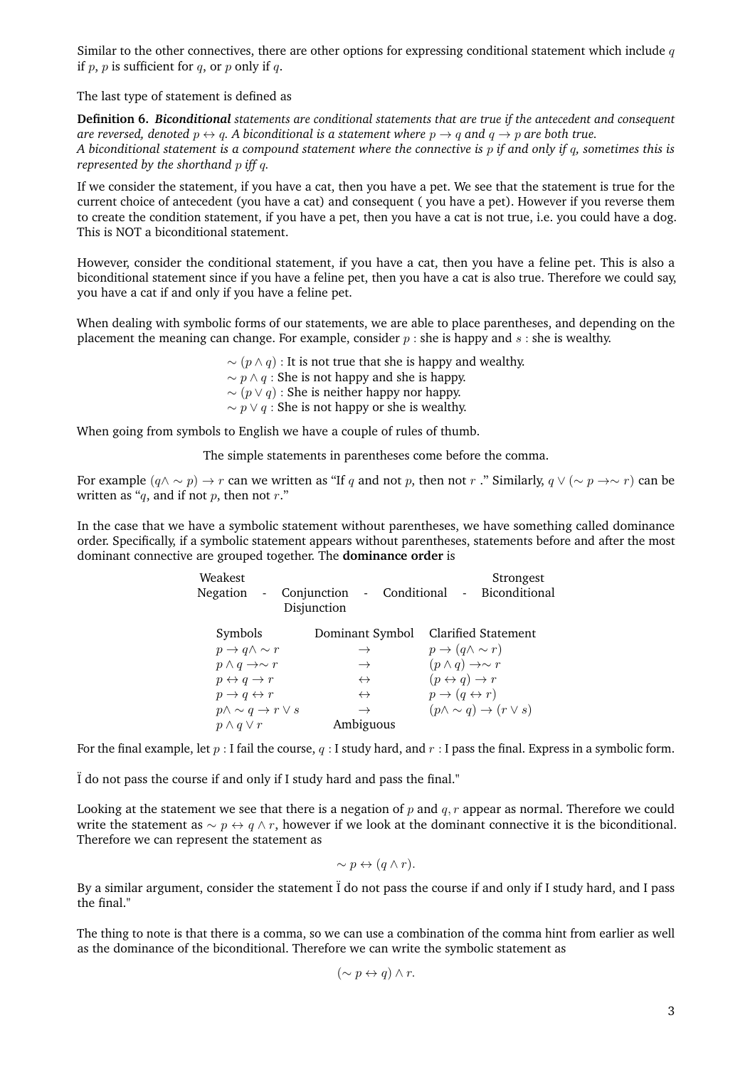Similar to the other connectives, there are other options for expressing conditional statement which include $q$ if $p$, $p$ is sufficient for $q$, or $p$ only if $q$.

The last type of statement is defined as

**Definition 6.** ***Biconditional*** *statements are conditional statements that are true if the antecedent and consequent are reversed, denoted $p \leftrightarrow q$. A biconditional is a statement where $p \to q$ and $q \to p$ are both true.*
*A biconditional statement is a compound statement where the connective is $p$ if and only if $q$, sometimes this is represented by the shorthand $p$ iff $q$.*

If we consider the statement, if you have a cat, then you have a pet. We see that the statement is true for the current choice of antecedent (you have a cat) and consequent ( you have a pet). However if you reverse them to create the condition statement, if you have a pet, then you have a cat is not true, i.e. you could have a dog. This is NOT a biconditional statement.

However, consider the conditional statement, if you have a cat, then you have a feline pet. This is also a biconditional statement since if you have a feline pet, then you have a cat is also true. Therefore we could say, you have a cat if and only if you have a feline pet.

When dealing with symbolic forms of our statements, we are able to place parentheses, and depending on the placement the meaning can change. For example, consider $p$ : she is happy and $s$ : she is wealthy.

$\sim (p \wedge q)$ : It is not true that she is happy and wealthy.
$\sim p \wedge q$ : She is not happy and she is happy.
$\sim (p \vee q)$ : She is neither happy nor happy.
$\sim p \vee q$ : She is not happy or she is wealthy.

When going from symbols to English we have a couple of rules of thumb.

The simple statements in parentheses come before the comma.

For example $(q \wedge \sim p) \to r$ can we written as "If $q$ and not $p$, then not $r$ ." Similarly, $q \vee (\sim p \to \sim r)$ can be written as "$q$, and if not $p$, then not $r$."

In the case that we have a symbolic statement without parentheses, we have something called dominance order. Specifically, if a symbolic statement appears without parentheses, statements before and after the most dominant connective are grouped together. The **dominance order** is

| Weakest | | | | | | Strongest |
|---|---|---|---|---|---|---|
| Negation | - | Conjunction | - | Conditional | - | Biconditional |
| | | Disjunction | | | | |

| Symbols | Dominant Symbol | Clarified Statement |
|---|---|---|
| $p \to q \wedge \sim r$ | $\to$ | $p \to (q \wedge \sim r)$ |
| $p \wedge q \to \sim r$ | $\to$ | $(p \wedge q) \to \sim r$ |
| $p \leftrightarrow q \to r$ | $\leftrightarrow$ | $(p \leftrightarrow q) \to r$ |
| $p \to q \leftrightarrow r$ | $\leftrightarrow$ | $p \to (q \leftrightarrow r)$ |
| $p \wedge \sim q \to r \vee s$ | $\to$ | $(p \wedge \sim q) \to (r \vee s)$ |
| $p \wedge q \vee r$ | Ambiguous | |

For the final example, let $p$ : I fail the course, $q$ : I study hard, and $r$ : I pass the final. Express in a symbolic form.

Ï do not pass the course if and only if I study hard and pass the final."

Looking at the statement we see that there is a negation of $p$ and $q, r$ appear as normal. Therefore we could write the statement as $\sim p \leftrightarrow q \wedge r$, however if we look at the dominant connective it is the biconditional. Therefore we can represent the statement as

$$\sim p \leftrightarrow (q \wedge r).$$

By a similar argument, consider the statement Ï do not pass the course if and only if I study hard, and I pass the final."

The thing to note is that there is a comma, so we can use a combination of the comma hint from earlier as well as the dominance of the biconditional. Therefore we can write the symbolic statement as

$$(\sim p \leftrightarrow q) \wedge r.$$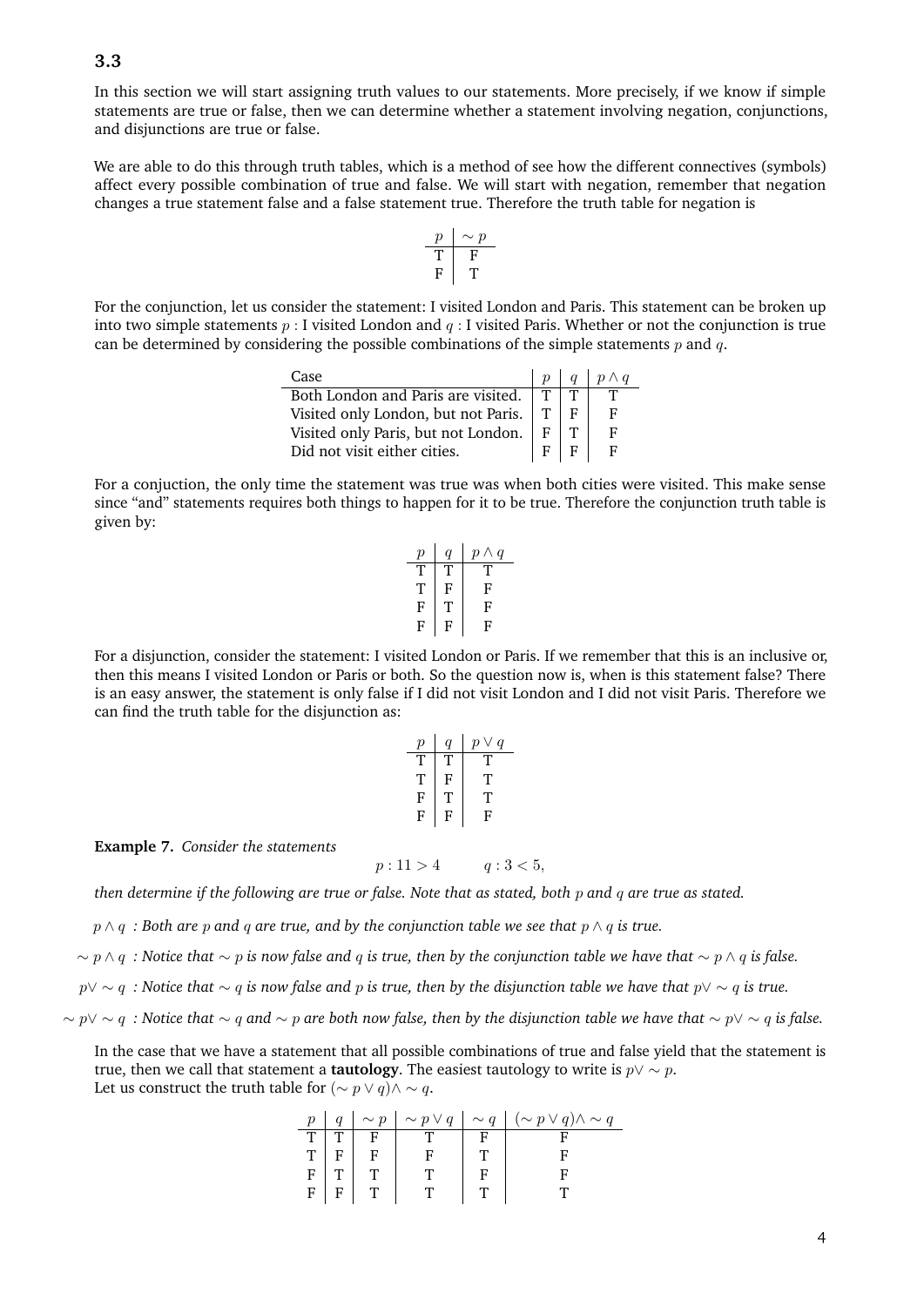### 3.3

In this section we will start assigning truth values to our statements. More precisely, if we know if simple statements are true or false, then we can determine whether a statement involving negation, conjunctions, and disjunctions are true or false.

We are able to do this through truth tables, which is a method of see how the different connectives (symbols) affect every possible combination of true and false. We will start with negation, remember that negation changes a true statement false and a false statement true. Therefore the truth table for negation is

| $p$ | $\sim p$ |
|---|---|
| T | F |
| F | T |

For the conjunction, let us consider the statement: I visited London and Paris. This statement can be broken up into two simple statements $p$ : I visited London and $q$ : I visited Paris. Whether or not the conjunction is true can be determined by considering the possible combinations of the simple statements $p$ and $q$.

| Case | $p$ | $q$ | $p \wedge q$ |
|---|---|---|---|
| Both London and Paris are visited. | T | T | T |
| Visited only London, but not Paris. | T | F | F |
| Visited only Paris, but not London. | F | T | F |
| Did not visit either cities. | F | F | F |

For a conjuction, the only time the statement was true was when both cities were visited. This make sense since "and" statements requires both things to happen for it to be true. Therefore the conjunction truth table is given by:

| $p$ | $q$ | $p \wedge q$ |
|---|---|---|
| T | T | T |
| T | F | F |
| F | T | F |
| F | F | F |

For a disjunction, consider the statement: I visited London or Paris. If we remember that this is an inclusive or, then this means I visited London or Paris or both. So the question now is, when is this statement false? There is an easy answer, the statement is only false if I did not visit London and I did not visit Paris. Therefore we can find the truth table for the disjunction as:

| $p$ | $q$ | $p \vee q$ |
|---|---|---|
| T | T | T |
| T | F | T |
| F | T | T |
| F | F | F |

**Example 7.** *Consider the statements*

$$p : 11 > 4 \qquad q : 3 < 5,$$

*then determine if the following are true or false. Note that as stated, both $p$ and $q$ are true as stated.*

$p \wedge q$ *: Both are $p$ and $q$ are true, and by the conjunction table we see that $p \wedge q$ is true.*

$\sim p \wedge q$ *: Notice that $\sim p$ is now false and $q$ is true, then by the conjunction table we have that $\sim p \wedge q$ is false.*

$p \vee \sim q$ *: Notice that $\sim q$ is now false and $p$ is true, then by the disjunction table we have that $p \vee \sim q$ is true.*

$\sim p \vee \sim q$ *: Notice that $\sim q$ and $\sim p$ are both now false, then by the disjunction table we have that $\sim p \vee \sim q$ is false.*

In the case that we have a statement that all possible combinations of true and false yield that the statement is true, then we call that statement a **tautology**. The easiest tautology to write is $p \vee \sim p$.
Let us construct the truth table for $(\sim p \vee q) \wedge \sim q$.

| $p$ | $q$ | $\sim p$ | $\sim p \vee q$ | $\sim q$ | $(\sim p \vee q) \wedge \sim q$ |
|---|---|---|---|---|---|
| T | T | F | T | F | F |
| T | F | F | F | T | F |
| F | T | T | T | F | F |
| F | F | T | T | T | T |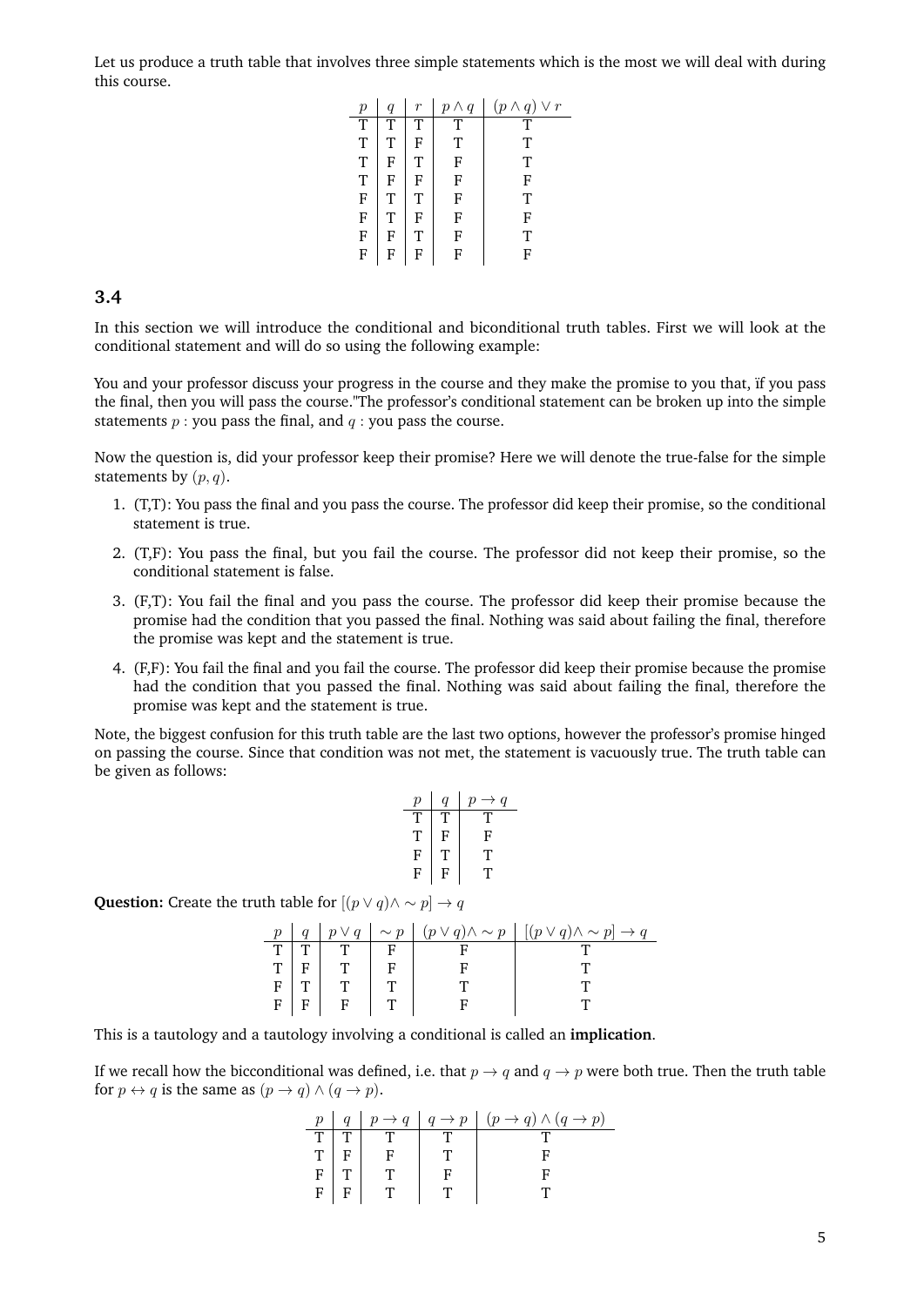Let us produce a truth table that involves three simple statements which is the most we will deal with during this course.

| $p$ | $q$ | $r$ | $p \wedge q$ | $(p \wedge q) \vee r$ |
|---|---|---|---|---|
| T | T | T | T | T |
| T | T | F | T | T |
| T | F | T | F | T |
| T | F | F | F | F |
| F | T | T | F | T |
| F | T | F | F | F |
| F | F | T | F | T |
| F | F | F | F | F |

## 3.4

In this section we will introduce the conditional and biconditional truth tables. First we will look at the conditional statement and will do so using the following example:

You and your professor discuss your progress in the course and they make the promise to you that, ïf you pass the final, then you will pass the course."The professor's conditional statement can be broken up into the simple statements $p$ : you pass the final, and $q$ : you pass the course.

Now the question is, did your professor keep their promise? Here we will denote the true-false for the simple statements by $(p, q)$.

1. (T,T): You pass the final and you pass the course. The professor did keep their promise, so the conditional statement is true.
2. (T,F): You pass the final, but you fail the course. The professor did not keep their promise, so the conditional statement is false.
3. (F,T): You fail the final and you pass the course. The professor did keep their promise because the promise had the condition that you passed the final. Nothing was said about failing the final, therefore the promise was kept and the statement is true.
4. (F,F): You fail the final and you fail the course. The professor did keep their promise because the promise had the condition that you passed the final. Nothing was said about failing the final, therefore the promise was kept and the statement is true.

Note, the biggest confusion for this truth table are the last two options, however the professor's promise hinged on passing the course. Since that condition was not met, the statement is vacuously true. The truth table can be given as follows:

| $p$ | $q$ | $p \to q$ |
|---|---|---|
| T | T | T |
| T | F | F |
| F | T | T |
| F | F | T |

**Question:** Create the truth table for $[(p \vee q) \wedge \sim p] \to q$

| $p$ | $q$ | $p \vee q$ | $\sim p$ | $(p \vee q) \wedge \sim p$ | $[(p \vee q) \wedge \sim p] \to q$ |
|---|---|---|---|---|---|
| T | T | T | F | F | T |
| T | F | T | F | F | T |
| F | T | T | T | T | T |
| F | F | F | T | F | T |

This is a tautology and a tautology involving a conditional is called an **implication**.

If we recall how the bicconditional was defined, i.e. that $p \to q$ and $q \to p$ were both true. Then the truth table for $p \leftrightarrow q$ is the same as $(p \to q) \wedge (q \to p)$.

| $p$ | $q$ | $p \to q$ | $q \to p$ | $(p \to q) \wedge (q \to p)$ |
|---|---|---|---|---|
| T | T | T | T | T |
| T | F | F | T | F |
| F | T | T | F | F |
| F | F | T | T | T |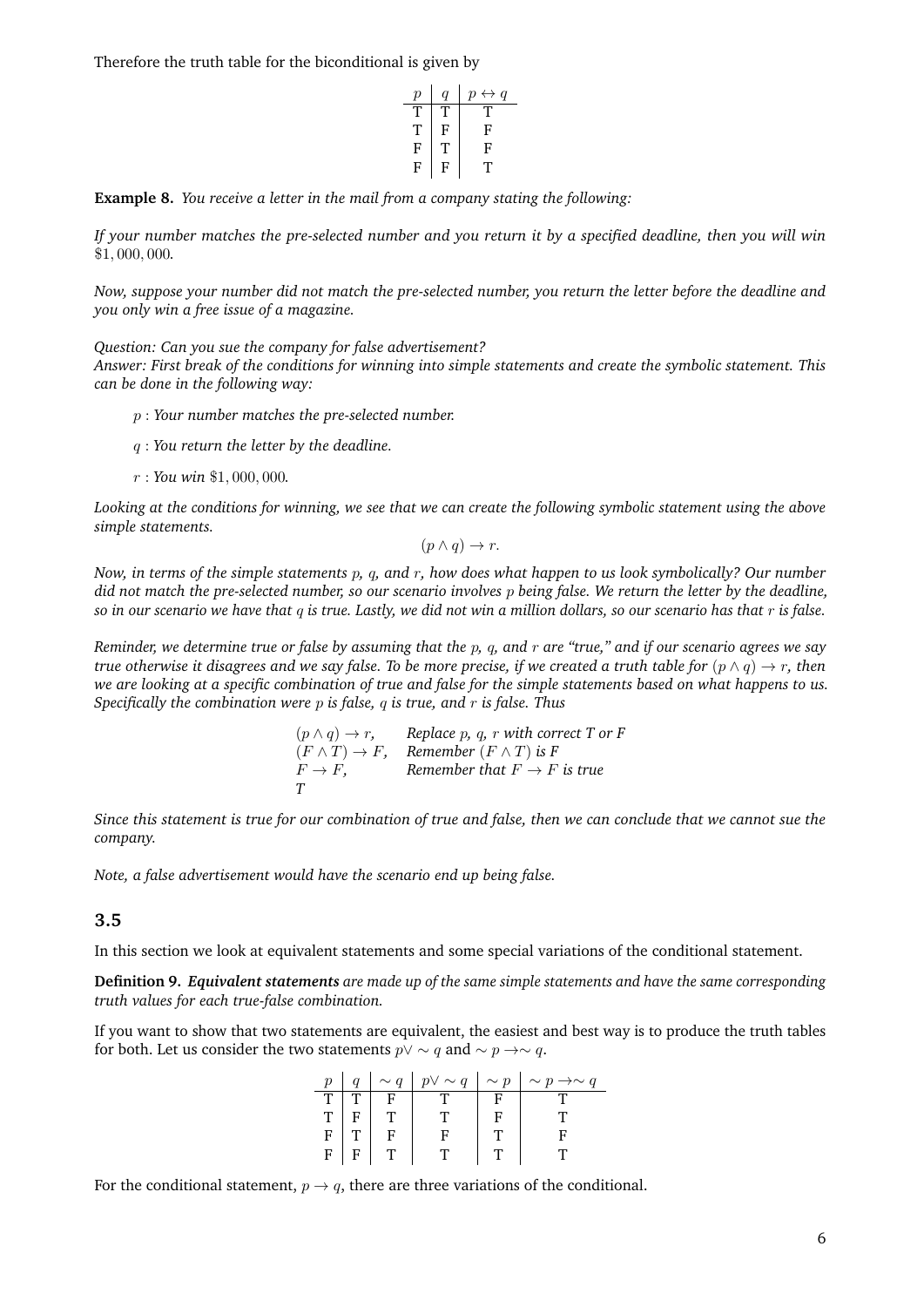Therefore the truth table for the biconditional is given by

| $p$ | $q$ | $p \leftrightarrow q$ |
|---|---|---|
| T | T | T |
| T | F | F |
| F | T | F |
| F | F | T |

**Example 8.** *You receive a letter in the mail from a company stating the following:*

*If your number matches the pre-selected number and you return it by a specified deadline, then you will win* $\$1,000,000$*.*

*Now, suppose your number did not match the pre-selected number, you return the letter before the deadline and you only win a free issue of a magazine.*

*Question: Can you sue the company for false advertisement?*
*Answer: First break of the conditions for winning into simple statements and create the symbolic statement. This can be done in the following way:*

- $p$ : *Your number matches the pre-selected number.*
- $q$ : *You return the letter by the deadline.*
- $r$ : *You win* $\$1,000,000$*.*

*Looking at the conditions for winning, we see that we can create the following symbolic statement using the above simple statements.*

$$(p \wedge q) \rightarrow r.$$

*Now, in terms of the simple statements $p$, $q$, and $r$, how does what happen to us look symbolically? Our number did not match the pre-selected number, so our scenario involves $p$ being false. We return the letter by the deadline, so in our scenario we have that $q$ is true. Lastly, we did not win a million dollars, so our scenario has that $r$ is false.*

*Reminder, we determine true or false by assuming that the $p$, $q$, and $r$ are "true," and if our scenario agrees we say true otherwise it disagrees and we say false. To be more precise, if we created a truth table for $(p \wedge q) \rightarrow r$, then we are looking at a specific combination of true and false for the simple statements based on what happens to us. Specifically the combination were $p$ is false, $q$ is true, and $r$ is false. Thus*

| | |
|---|---|
| $(p \wedge q) \rightarrow r,$ | *Replace $p$, $q$, $r$ with correct T or F* |
| $(F \wedge T) \rightarrow F,$ | *Remember $(F \wedge T)$ is F* |
| $F \rightarrow F,$ | *Remember that $F \rightarrow F$ is true* |
| *T* | |

*Since this statement is true for our combination of true and false, then we can conclude that we cannot sue the company.*

*Note, a false advertisement would have the scenario end up being false.*

### 3.5

In this section we look at equivalent statements and some special variations of the conditional statement.

**Definition 9.** ***Equivalent statements*** *are made up of the same simple statements and have the same corresponding truth values for each true-false combination.*

If you want to show that two statements are equivalent, the easiest and best way is to produce the truth tables for both. Let us consider the two statements $p \vee \sim q$ and $\sim p \rightarrow \sim q$.

| $p$ | $q$ | $\sim q$ | $p \vee \sim q$ | $\sim p$ | $\sim p \rightarrow \sim q$ |
|---|---|---|---|---|---|
| T | T | F | T | F | T |
| T | F | T | T | F | T |
| F | T | F | F | T | F |
| F | F | T | T | T | T |

For the conditional statement, $p \rightarrow q$, there are three variations of the conditional.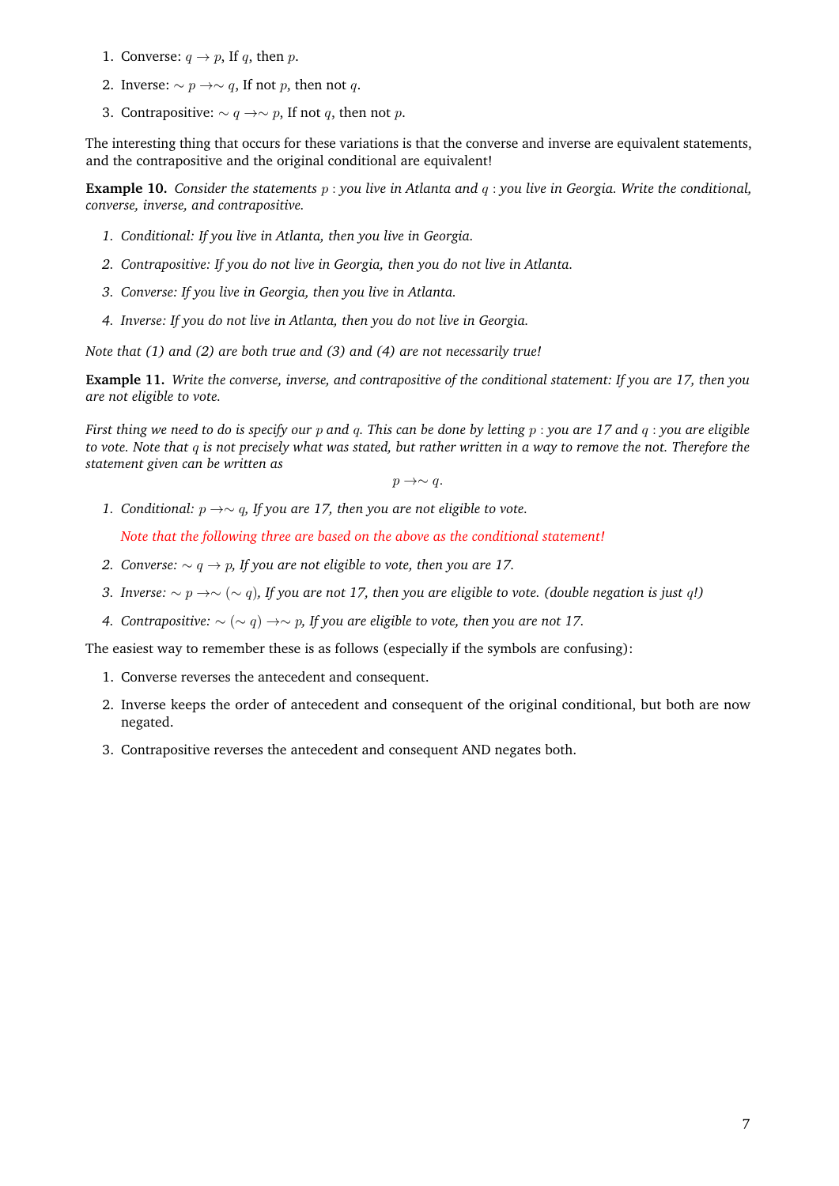1. Converse: $q \to p$, If $q$, then $p$.

2. Inverse: $\sim p \to \sim q$, If not $p$, then not $q$.

3. Contrapositive: $\sim q \to \sim p$, If not $q$, then not $p$.

The interesting thing that occurs for these variations is that the converse and inverse are equivalent statements, and the contrapositive and the original conditional are equivalent!

**Example 10.** *Consider the statements $p$ : you live in Atlanta and $q$ : you live in Georgia. Write the conditional, converse, inverse, and contrapositive.*

1. *Conditional: If you live in Atlanta, then you live in Georgia.*

2. *Contrapositive: If you do not live in Georgia, then you do not live in Atlanta.*

3. *Converse: If you live in Georgia, then you live in Atlanta.*

4. *Inverse: If you do not live in Atlanta, then you do not live in Georgia.*

*Note that (1) and (2) are both true and (3) and (4) are not necessarily true!*

**Example 11.** *Write the converse, inverse, and contrapositive of the conditional statement: If you are 17, then you are not eligible to vote.*

*First thing we need to do is specify our $p$ and $q$. This can be done by letting $p$ : you are 17 and $q$ : you are eligible to vote. Note that $q$ is not precisely what was stated, but rather written in a way to remove the not. Therefore the statement given can be written as*

$$p \to \sim q.$$

1. *Conditional: $p \to \sim q$, If you are 17, then you are not eligible to vote.*

   *Note that the following three are based on the above as the conditional statement!*

2. *Converse: $\sim q \to p$, If you are not eligible to vote, then you are 17.*

3. *Inverse: $\sim p \to \sim (\sim q)$, If you are not 17, then you are eligible to vote. (double negation is just $q$!)*

4. *Contrapositive: $\sim (\sim q) \to \sim p$, If you are eligible to vote, then you are not 17.*

The easiest way to remember these is as follows (especially if the symbols are confusing):

1. Converse reverses the antecedent and consequent.

2. Inverse keeps the order of antecedent and consequent of the original conditional, but both are now negated.

3. Contrapositive reverses the antecedent and consequent AND negates both.